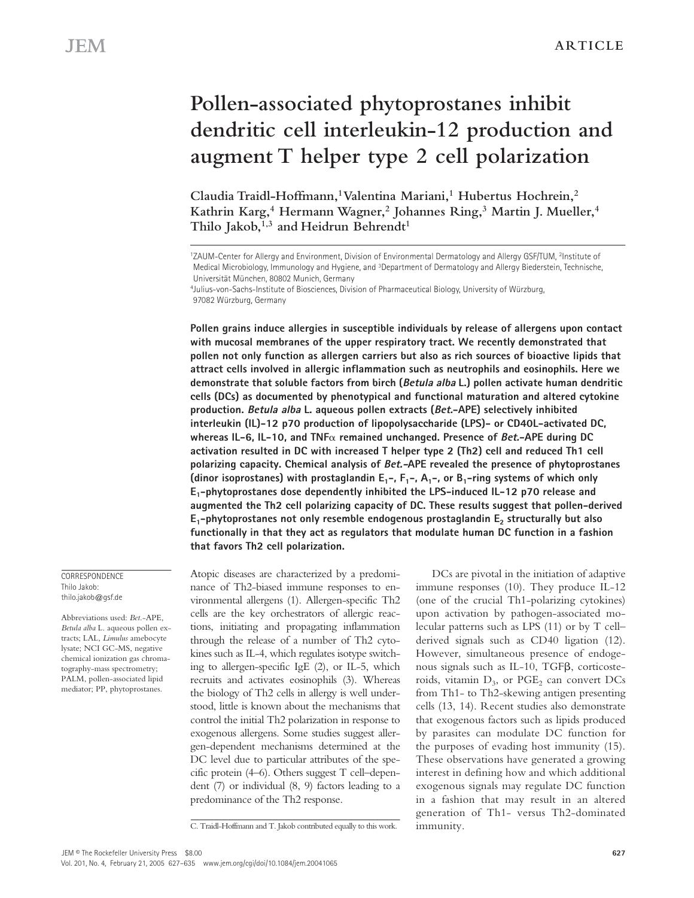# Pollen-associated phytoprostanes inhibit dendritic cell interleukin-12 production and augment T helper type 2 cell polarization

Claudia Traidl-Hoffmann,[1] Valentina Mariani,[1] Hubertus Hochrein,[2] Kathrin Karg,[4] Hermann Wagner,[2] Johannes Ring,[3] Martin J. Mueller,[4] Thilo Jakob,[1,3] and Heidrun Behrendt[1]

[1]ZAUM-Center for Allergy and Environment, Division of Environmental Dermatology and Allergy GSF/TUM, [2]Institute of Medical Microbiology, Immunology and Hygiene, and [3]Department of Dermatology and Allergy Biederstein, Technische, Universität München, 80802 Munich, Germany
[4]Julius-von-Sachs-Institute of Biosciences, Division of Pharmaceutical Biology, University of Würzburg, 97082 Würzburg, Germany

**Pollen grains induce allergies in susceptible individuals by release of allergens upon contact with mucosal membranes of the upper respiratory tract. We recently demonstrated that pollen not only function as allergen carriers but also as rich sources of bioactive lipids that attract cells involved in allergic inflammation such as neutrophils and eosinophils. Here we demonstrate that soluble factors from birch (*Betula alba* L.) pollen activate human dendritic cells (DCs) as documented by phenotypical and functional maturation and altered cytokine production. *Betula alba* L. aqueous pollen extracts (*Bet.*-APE) selectively inhibited interleukin (IL)-12 p70 production of lipopolysaccharide (LPS)- or CD40L-activated DC, whereas IL-6, IL-10, and TNFα remained unchanged. Presence of *Bet.*-APE during DC activation resulted in DC with increased T helper type 2 (Th2) cell and reduced Th1 cell polarizing capacity. Chemical analysis of *Bet.*-APE revealed the presence of phytoprostanes (dinor isoprostanes) with prostaglandin $E_1$-, $F_1$-, $A_1$-, or $B_1$-ring systems of which only $E_1$-phytoprostanes dose dependently inhibited the LPS-induced IL-12 p70 release and augmented the Th2 cell polarizing capacity of DC. These results suggest that pollen-derived $E_1$-phytoprostanes not only resemble endogenous prostaglandin $E_2$ structurally but also functionally in that they act as regulators that modulate human DC function in a fashion that favors Th2 cell polarization.**

CORRESPONDENCE
Thilo Jakob:
thilo.jakob@gsf.de

Abbreviations used: *Bet.*-APE, *Betula alba* L. aqueous pollen extracts; LAL, *Limulus* amebocyte lysate; NCI GC-MS, negative chemical ionization gas chromatography-mass spectrometry; PALM, pollen-associated lipid mediator; PP, phytoprostanes.

Atopic diseases are characterized by a predominance of Th2-biased immune responses to environmental allergens (1). Allergen-specific Th2 cells are the key orchestrators of allergic reactions, initiating and propagating inflammation through the release of a number of Th2 cytokines such as IL-4, which regulates isotype switching to allergen-specific IgE (2), or IL-5, which recruits and activates eosinophils (3). Whereas the biology of Th2 cells in allergy is well understood, little is known about the mechanisms that control the initial Th2 polarization in response to exogenous allergens. Some studies suggest allergen-dependent mechanisms determined at the DC level due to particular attributes of the specific protein (4–6). Others suggest T cell–dependent (7) or individual (8, 9) factors leading to a predominance of the Th2 response.

C. Traidl-Hoffmann and T. Jakob contributed equally to this work.

DCs are pivotal in the initiation of adaptive immune responses (10). They produce IL-12 (one of the crucial Th1-polarizing cytokines) upon activation by pathogen-associated molecular patterns such as LPS (11) or by T cell–derived signals such as CD40 ligation (12). However, simultaneous presence of endogenous signals such as IL-10, TGFβ, corticosteroids, vitamin $D_3$, or $PGE_2$ can convert DCs from Th1- to Th2-skewing antigen presenting cells (13, 14). Recent studies also demonstrate that exogenous factors such as lipids produced by parasites can modulate DC function for the purposes of evading host immunity (15). These observations have generated a growing interest in defining how and which additional exogenous signals may regulate DC function in a fashion that may result in an altered generation of Th1- versus Th2-dominated immunity.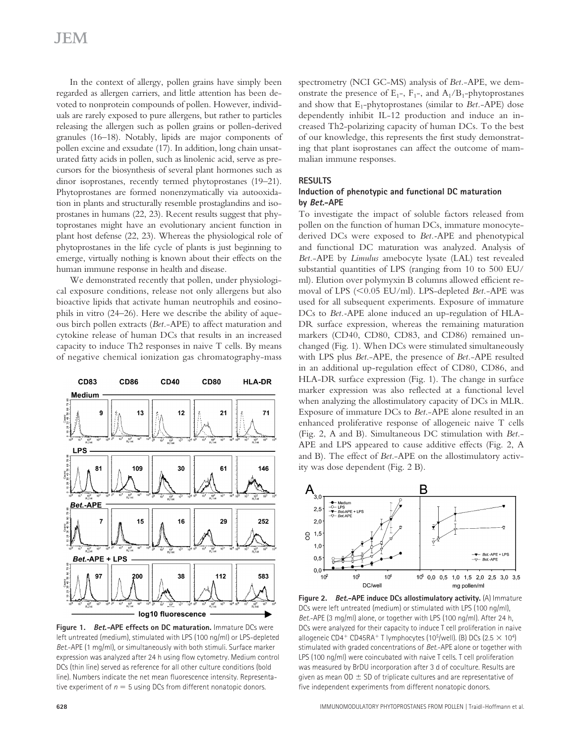In the context of allergy, pollen grains have simply been regarded as allergen carriers, and little attention has been devoted to nonprotein compounds of pollen. However, individuals are rarely exposed to pure allergens, but rather to particles releasing the allergen such as pollen grains or pollen-derived granules (16–18). Notably, lipids are major components of pollen excine and exsudate (17). In addition, long chain unsaturated fatty acids in pollen, such as linolenic acid, serve as precursors for the biosynthesis of several plant hormones such as dinor isoprostanes, recently termed phytoprostanes (19–21). Phytoprostanes are formed nonenzymatically via autooxidation in plants and structurally resemble prostaglandins and isoprostanes in humans (22, 23). Recent results suggest that phytoprostanes might have an evolutionary ancient function in plant host defense (22, 23). Whereas the physiological role of phytoprostanes in the life cycle of plants is just beginning to emerge, virtually nothing is known about their effects on the human immune response in health and disease.

We demonstrated recently that pollen, under physiological exposure conditions, release not only allergens but also bioactive lipids that activate human neutrophils and eosinophils in vitro (24–26). Here we describe the ability of aqueous birch pollen extracts (*Bet.*-APE) to affect maturation and cytokine release of human DCs that results in an increased capacity to induce Th2 responses in naive T cells. By means of negative chemical ionization gas chromatography-mass spectrometry (NCI GC-MS) analysis of *Bet.*-APE, we demonstrate the presence of $E_1$-, $F_1$-, and $A_1/B_1$-phytoprostanes and show that $E_1$-phytoprostanes (similar to *Bet.*-APE) dose dependently inhibit IL-12 production and induce an increased Th2-polarizing capacity of human DCs. To the best of our knowledge, this represents the first study demonstrating that plant isoprostanes can affect the outcome of mammalian immune responses.

Figure 1. ***Bet.*-APE effects on DC maturation.** Immature DCs were left untreated (medium), stimulated with LPS (100 ng/ml) or LPS-depleted *Bet.*-APE (1 mg/ml), or simultaneously with both stimuli. Surface marker expression was analyzed after 24 h using flow cytometry. Medium control DCs (thin line) served as reference for all other culture conditions (bold line). Numbers indicate the net mean fluorescence intensity. Representative experiment of $n = 5$ using DCs from different nonatopic donors.

## RESULTS

### Induction of phenotypic and functional DC maturation by *Bet.*-APE

To investigate the impact of soluble factors released from pollen on the function of human DCs, immature monocyte-derived DCs were exposed to *Bet.*-APE and phenotypical and functional DC maturation was analyzed. Analysis of *Bet.*-APE by *Limulus* amebocyte lysate (LAL) test revealed substantial quantities of LPS (ranging from 10 to 500 EU/ml). Elution over polymyxin B columns allowed efficient removal of LPS (<0.05 EU/ml). LPS-depleted *Bet.*-APE was used for all subsequent experiments. Exposure of immature DCs to *Bet.*-APE alone induced an up-regulation of HLA-DR surface expression, whereas the remaining maturation markers (CD40, CD80, CD83, and CD86) remained unchanged (Fig. 1). When DCs were stimulated simultaneously with LPS plus *Bet.*-APE, the presence of *Bet.*-APE resulted in an additional up-regulation effect of CD80, CD86, and HLA-DR surface expression (Fig. 1). The change in surface marker expression was also reflected at a functional level when analyzing the allostimulatory capacity of DCs in MLR. Exposure of immature DCs to *Bet.*-APE alone resulted in an enhanced proliferative response of allogeneic naive T cells (Fig. 2, A and B). Simultaneous DC stimulation with *Bet.*-APE and LPS appeared to cause additive effects (Fig. 2, A and B). The effect of *Bet.*-APE on the allostimulatory activity was dose dependent (Fig. 2 B).

Figure 2. ***Bet.*-APE induce DCs allostimulatory activity.** (A) Immature DCs were left untreated (medium) or stimulated with LPS (100 ng/ml), *Bet.*-APE (3 mg/ml) alone, or together with LPS (100 ng/ml). After 24 h, DCs were analyzed for their capacity to induce T cell proliferation in naive allogeneic CD4+ CD45RA+ T lymphocytes ($10^5$/well). (B) DCs ($2.5 \times 10^4$) stimulated with graded concentrations of *Bet.*-APE alone or together with LPS (100 ng/ml) were coincubated with naive T cells. T cell proliferation was measured by BrDU incorporation after 3 d of coculture. Results are given as mean OD ± SD of triplicate cultures and are representative of five independent experiments from different nonatopic donors.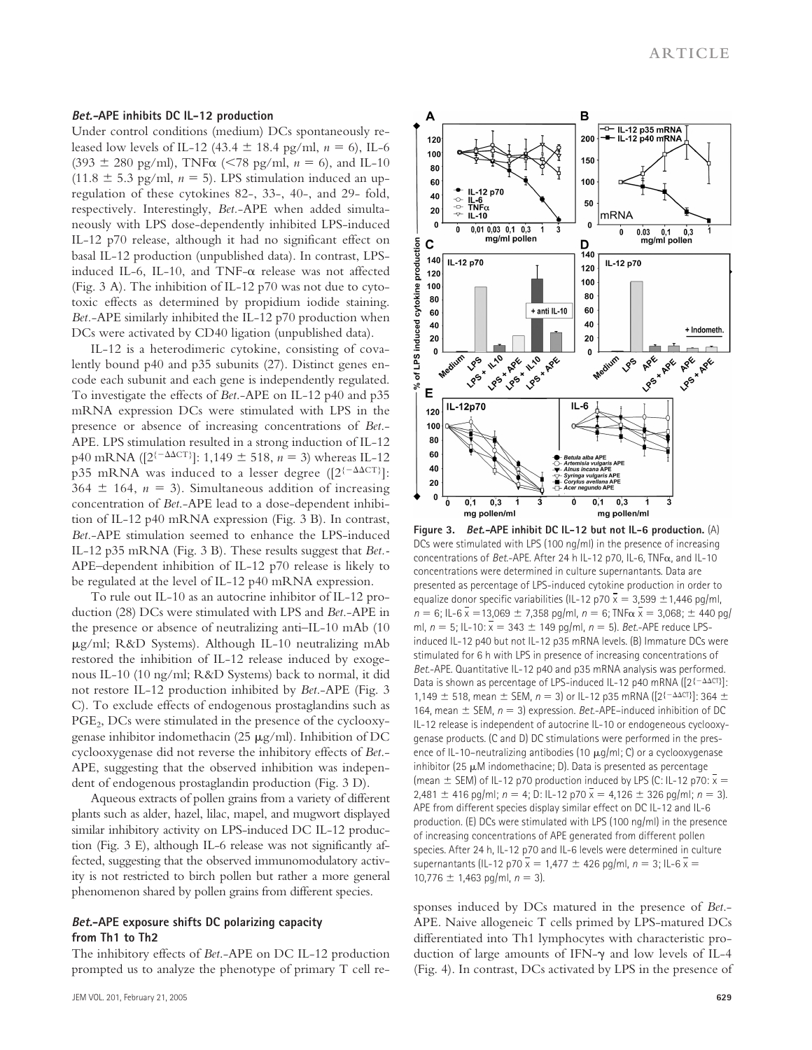### *Bet.*-APE inhibits DC IL-12 production

Under control conditions (medium) DCs spontaneously released low levels of IL-12 (43.4 ± 18.4 pg/ml, $n = 6$), IL-6 (393 ± 280 pg/ml), TNFα (<78 pg/ml, $n = 6$), and IL-10 (11.8 ± 5.3 pg/ml, $n = 5$). LPS stimulation induced an up-regulation of these cytokines 82-, 33-, 40-, and 29- fold, respectively. Interestingly, *Bet.*-APE when added simultaneously with LPS dose-dependently inhibited LPS-induced IL-12 p70 release, although it had no significant effect on basal IL-12 production (unpublished data). In contrast, LPS-induced IL-6, IL-10, and TNF-α release was not affected (Fig. 3 A). The inhibition of IL-12 p70 was not due to cytotoxic effects as determined by propidium iodide staining. *Bet.*-APE similarly inhibited the IL-12 p70 production when DCs were activated by CD40 ligation (unpublished data).

IL-12 is a heterodimeric cytokine, consisting of covalently bound p40 and p35 subunits (27). Distinct genes encode each subunit and each gene is independently regulated. To investigate the effects of *Bet.*-APE on IL-12 p40 and p35 mRNA expression DCs were stimulated with LPS in the presence or absence of increasing concentrations of *Bet.*-APE. LPS stimulation resulted in a strong induction of IL-12 p40 mRNA ($[2^{(-\Delta\Delta CT)}]$: 1,149 ± 518, $n = 3$) whereas IL-12 p35 mRNA was induced to a lesser degree ($[2^{(-\Delta\Delta CT)}]$: 364 ± 164, $n = 3$). Simultaneous addition of increasing concentration of *Bet.*-APE lead to a dose-dependent inhibition of IL-12 p40 mRNA expression (Fig. 3 B). In contrast, *Bet.*-APE stimulation seemed to enhance the LPS-induced IL-12 p35 mRNA (Fig. 3 B). These results suggest that *Bet.*-APE–dependent inhibition of IL-12 p70 release is likely to be regulated at the level of IL-12 p40 mRNA expression.

To rule out IL-10 as an autocrine inhibitor of IL-12 production (28) DCs were stimulated with LPS and *Bet.*-APE in the presence or absence of neutralizing anti–IL-10 mAb (10 μg/ml; R&D Systems). Although IL-10 neutralizing mAb restored the inhibition of IL-12 release induced by exogenous IL-10 (10 ng/ml; R&D Systems) back to normal, it did not restore IL-12 production inhibited by *Bet.*-APE (Fig. 3 C). To exclude effects of endogenous prostaglandins such as $PGE_2$, DCs were stimulated in the presence of the cyclooxygenase inhibitor indomethacin (25 μg/ml). Inhibition of DC cyclooxygenase did not reverse the inhibitory effects of *Bet.*-APE, suggesting that the observed inhibition was independent of endogenous prostaglandin production (Fig. 3 D).

Aqueous extracts of pollen grains from a variety of different plants such as alder, hazel, lilac, mapel, and mugwort displayed similar inhibitory activity on LPS-induced DC IL-12 production (Fig. 3 E), although IL-6 release was not significantly affected, suggesting that the observed immunomodulatory activity is not restricted to birch pollen but rather a more general phenomenon shared by pollen grains from different species.

### *Bet.*-APE exposure shifts DC polarizing capacity from Th1 to Th2

The inhibitory effects of *Bet.*-APE on DC IL-12 production prompted us to analyze the phenotype of primary T cell responses induced by DCs matured in the presence of *Bet.*-APE. Naive allogeneic T cells primed by LPS-matured DCs differentiated into Th1 lymphocytes with characteristic production of large amounts of IFN-γ and low levels of IL-4 (Fig. 4). In contrast, DCs activated by LPS in the presence of

**Figure 3.** ***Bet.*-APE inhibit DC IL-12 but not IL-6 production.** (A) DCs were stimulated with LPS (100 ng/ml) in the presence of increasing concentrations of *Bet.*-APE. After 24 h IL-12 p70, IL-6, TNFα, and IL-10 concentrations were determined in culture supernatants. Data are presented as percentage of LPS-induced cytokine production in order to equalize donor specific variabilities (IL-12 p70 $\bar{x}$ = 3,599 ±1,446 pg/ml, $n = 6$; IL-6 $\bar{x}$ =13,069 ± 7,358 pg/ml, $n = 6$; TNFα $\bar{x}$ = 3,068; ± 440 pg/ml, $n = 5$; IL-10: $\bar{x}$ = 343 ± 149 pg/ml, $n = 5$). *Bet.*-APE reduce LPS-induced IL-12 p40 but not IL-12 p35 mRNA levels. (B) Immature DCs were stimulated for 6 h with LPS in presence of increasing concentrations of *Bet.*-APE. Quantitative IL-12 p40 and p35 mRNA analysis was performed. Data is shown as percentage of LPS-induced IL-12 p40 mRNA ($[2^{(-\Delta\Delta CT)}]$: 1,149 ± 518, mean ± SEM, $n = 3$) or IL-12 p35 mRNA ($[2^{(-\Delta\Delta CT)}]$: 364 ± 164, mean ± SEM, $n = 3$) expression. *Bet.*-APE–induced inhibition of DC IL-12 release is independent of autocrine IL-10 or endogeneous cyclooxygenase products. (C and D) DC stimulations were performed in the presence of IL-10–neutralizing antibodies (10 μg/ml; C) or a cyclooxygenase inhibitor (25 μM indomethacine; D). Data is presented as percentage (mean ± SEM) of IL-12 p70 production induced by LPS (C: IL-12 p70: $\bar{x}$ = 2,481 ± 416 pg/ml; $n = 4$; D: IL-12 p70 $\bar{x}$ = 4,126 ± 326 pg/ml; $n = 3$). APE from different species display similar effect on DC IL-12 and IL-6 production. (E) DCs were stimulated with LPS (100 ng/ml) in the presence of increasing concentrations of APE generated from different pollen species. After 24 h, IL-12 p70 and IL-6 levels were determined in culture supernatants (IL-12 p70 $\bar{x}$ = 1,477 ± 426 pg/ml, $n = 3$; IL-6 $\bar{x}$ = 10,776 ± 1,463 pg/ml, $n = 3$).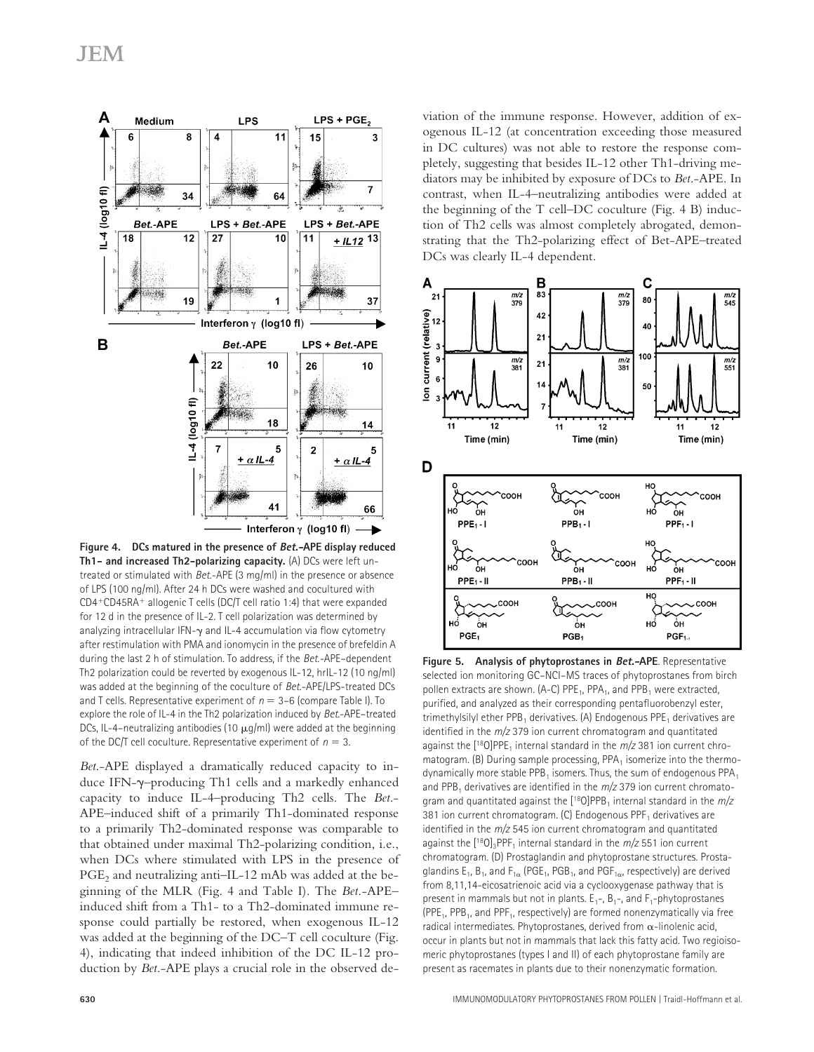**Figure 4. DCs matured in the presence of *Bet.*-APE display reduced Th1- and increased Th2-polarizing capacity.** (A) DCs were left untreated or stimulated with *Bet.*-APE (3 mg/ml) in the presence or absence of LPS (100 ng/ml). After 24 h DCs were washed and cocultured with $CD4^+CD45RA^+$ allogenic T cells (DC/T cell ratio 1:4) that were expanded for 12 d in the presence of IL-2. T cell polarization was determined by analyzing intracellular IFN-$\gamma$ and IL-4 accumulation via flow cytometry after restimulation with PMA and ionomycin in the presence of brefeldin A during the last 2 h of stimulation. To address, if the *Bet.*-APE–dependent Th2 polarization could be reverted by exogenous IL-12, hrIL-12 (10 ng/ml) was added at the beginning of the coculture of *Bet.*-APE/LPS-treated DCs and T cells. Representative experiment of $n = 3$–6 (compare Table I). To explore the role of IL-4 in the Th2 polarization induced by *Bet.*-APE–treated DCs, IL-4–neutralizing antibodies (10 μg/ml) were added at the beginning of the DC/T cell coculture. Representative experiment of $n = 3$.

*Bet.*-APE displayed a dramatically reduced capacity to induce IFN-$\gamma$–producing Th1 cells and a markedly enhanced capacity to induce IL-4–producing Th2 cells. The *Bet.*-APE–induced shift of a primarily Th1-dominated response to a primarily Th2-dominated response was comparable to that obtained under maximal Th2-polarizing condition, i.e., when DCs where stimulated with LPS in the presence of $PGE_2$ and neutralizing anti–IL-12 mAb was added at the beginning of the MLR (Fig. 4 and Table I). The *Bet.*-APE–induced shift from a Th1- to a Th2-dominated immune response could partially be restored, when exogenous IL-12 was added at the beginning of the DC–T cell coculture (Fig. 4), indicating that indeed inhibition of the DC IL-12 production by *Bet.*-APE plays a crucial role in the observed deviation of the immune response. However, addition of exogenous IL-12 (at concentration exceeding those measured in DC cultures) was not able to restore the response completely, suggesting that besides IL-12 other Th1-driving mediators may be inhibited by exposure of DCs to *Bet.*-APE. In contrast, when IL-4–neutralizing antibodies were added at the beginning of the T cell–DC coculture (Fig. 4 B) induction of Th2 cells was almost completely abrogated, demonstrating that the Th2-polarizing effect of Bet-APE–treated DCs was clearly IL-4 dependent.

**Figure 5. Analysis of phytoprostanes in *Bet.*-APE.** Representative selected ion monitoring GC–NCI–MS traces of phytoprostanes from birch pollen extracts are shown. (A–C) $PPE_1$, $PPA_1$, and $PPB_1$ were extracted, purified, and analyzed as their corresponding pentafluorobenzyl ester, trimethylsilyl ether $PPB_1$ derivatives. (A) Endogenous $PPE_1$ derivatives are identified in the $m/z$ 379 ion current chromatogram and quantitated against the $[^{18}O]PPE_1$ internal standard in the $m/z$ 381 ion current chromatogram. (B) During sample processing, $PPA_1$ isomerize into the thermodynamically more stable $PPB_1$ isomers. Thus, the sum of endogenous $PPA_1$ and $PPB_1$ derivatives are identified in the $m/z$ 379 ion current chromatogram and quantitated against the $[^{18}O]PPB_1$ internal standard in the $m/z$ 381 ion current chromatogram. (C) Endogenous $PPF_1$ derivatives are identified in the $m/z$ 545 ion current chromatogram and quantitated against the $[^{18}O]_3PPF_1$ internal standard in the $m/z$ 551 ion current chromatogram. (D) Prostaglandin and phytoprostane structures. Prostaglandins $E_1$, $B_1$, and $F_{1\alpha}$ ($PGE_1$, $PGB_1$, and $PGF_{1\alpha}$, respectively) are derived from 8,11,14-eicosatrienoic acid via a cyclooxygenase pathway that is present in mammals but not in plants. $E_1$-, $B_1$-, and $F_1$-phytoprostanes ($PPE_1$, $PPB_1$, and $PPF_1$, respectively) are formed nonenzymatically via free radical intermediates. Phytoprostanes, derived from α-linolenic acid, occur in plants but not in mammals that lack this fatty acid. Two regioisomeric phytoprostanes (types I and II) of each phytoprostane family are present as racemates in plants due to their nonenzymatic formation.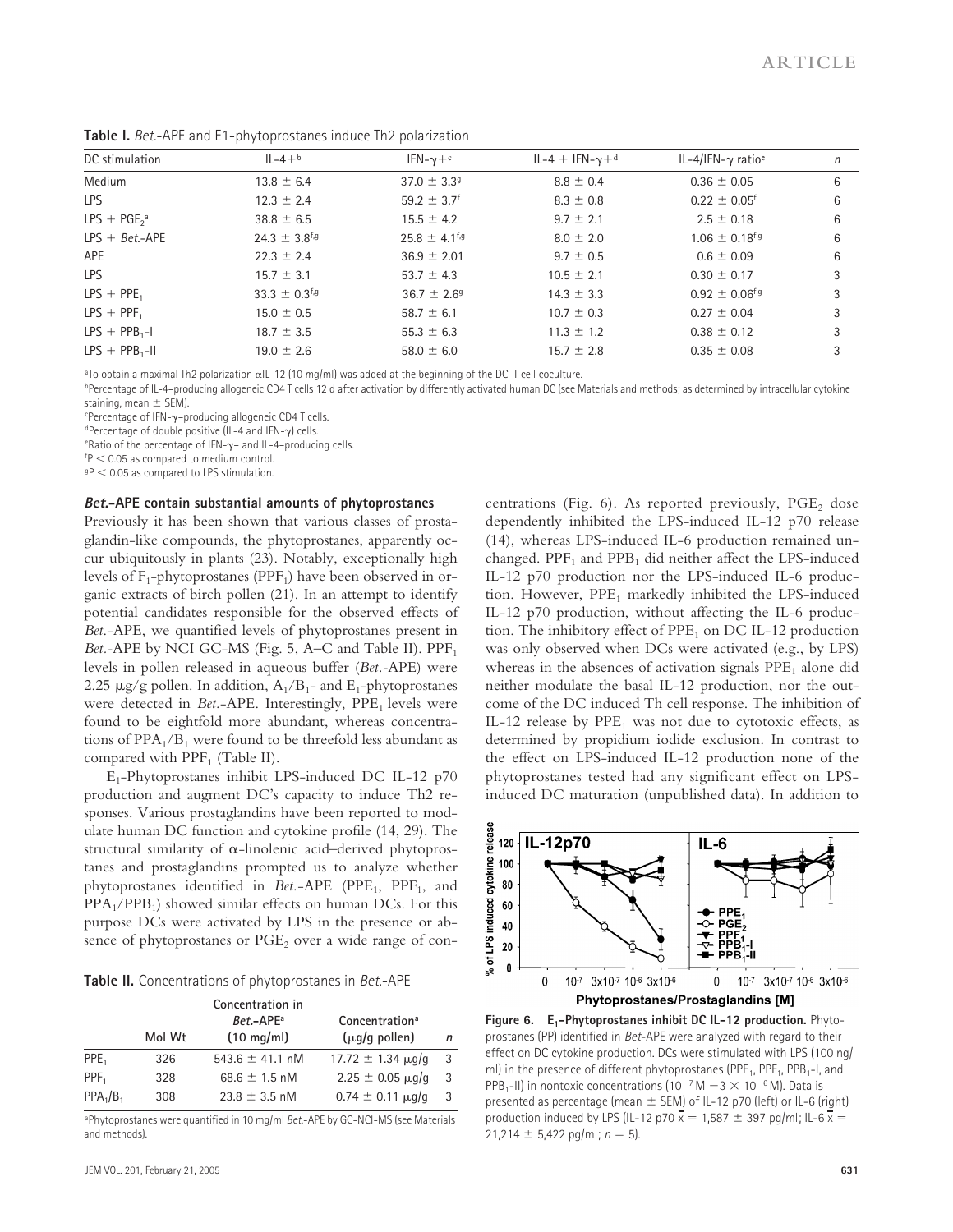**Table I.** *Bet.*-APE and E1-phytoprostanes induce Th2 polarization

| DC stimulation | IL-4+[b] | IFN-γ+[c] | IL-4 + IFN-γ+[d] | IL-4/IFN-γ ratio[e] | n |
|---|---|---|---|---|---|
| Medium | 13.8 ± 6.4 | 37.0 ± 3.3[g] | 8.8 ± 0.4 | 0.36 ± 0.05 | 6 |
| LPS | 12.3 ± 2.4 | 59.2 ± 3.7[f] | 8.3 ± 0.8 | 0.22 ± 0.05[f] | 6 |
| LPS + $PGE_2$[a] | 38.8 ± 6.5 | 15.5 ± 4.2 | 9.7 ± 2.1 | 2.5 ± 0.18 | 6 |
| LPS + *Bet.*-APE | 24.3 ± 3.8[f,g] | 25.8 ± 4.1[f,g] | 8.0 ± 2.0 | 1.06 ± 0.18[f,g] | 6 |
| APE | 22.3 ± 2.4 | 36.9 ± 2.01 | 9.7 ± 0.5 | 0.6 ± 0.09 | 6 |
| LPS | 15.7 ± 3.1 | 53.7 ± 4.3 | 10.5 ± 2.1 | 0.30 ± 0.17 | 3 |
| LPS + $PPE_1$ | 33.3 ± 0.3[f,g] | 36.7 ± 2.6[g] | 14.3 ± 3.3 | 0.92 ± 0.06[f,g] | 3 |
| LPS + $PPF_1$ | 15.0 ± 0.5 | 58.7 ± 6.1 | 10.7 ± 0.3 | 0.27 ± 0.04 | 3 |
| LPS + $PPB_1$-I | 18.7 ± 3.5 | 55.3 ± 6.3 | 11.3 ± 1.2 | 0.38 ± 0.12 | 3 |
| LPS + $PPB_1$-II | 19.0 ± 2.6 | 58.0 ± 6.0 | 15.7 ± 2.8 | 0.35 ± 0.08 | 3 |

[a]To obtain a maximal Th2 polarization αIL-12 (10 mg/ml) was added at the beginning of the DC–T cell coculture.
[b]Percentage of IL-4–producing allogeneic CD4 T cells 12 d after activation by differently activated human DC (see Materials and methods; as determined by intracellular cytokine staining, mean ± SEM).
[c]Percentage of IFN-γ–producing allogeneic CD4 T cells.
[d]Percentage of double positive (IL-4 and IFN-γ) cells.
[e]Ratio of the percentage of IFN-γ– and IL-4–producing cells.
[f]$P < 0.05$ as compared to medium control.
[g]$P < 0.05$ as compared to LPS stimulation.

### *Bet.*-APE contain substantial amounts of phytoprostanes

Previously it has been shown that various classes of prostaglandin-like compounds, the phytoprostanes, apparently occur ubiquitously in plants (23). Notably, exceptionally high levels of $F_1$-phytoprostanes ($PPF_1$) have been observed in organic extracts of birch pollen (21). In an attempt to identify potential candidates responsible for the observed effects of *Bet.*-APE, we quantified levels of phytoprostanes present in *Bet.*-APE by NCI GC-MS (Fig. 5, A–C and Table II). $PPF_1$ levels in pollen released in aqueous buffer (*Bet.*-APE) were 2.25 μg/g pollen. In addition, $A_1$/$B_1$- and $E_1$-phytoprostanes were detected in *Bet.*-APE. Interestingly, $PPE_1$ levels were found to be eightfold more abundant, whereas concentrations of $PPA_1$/$B_1$ were found to be threefold less abundant as compared with $PPF_1$ (Table II).

$E_1$-Phytoprostanes inhibit LPS-induced DC IL-12 p70 production and augment DC's capacity to induce Th2 responses. Various prostaglandins have been reported to modulate human DC function and cytokine profile (14, 29). The structural similarity of α-linolenic acid–derived phytoprostanes and prostaglandins prompted us to analyze whether phytoprostanes identified in *Bet.*-APE ($PPE_1$, $PPF_1$, and $PPA_1$/$PPB_1$) showed similar effects on human DCs. For this purpose DCs were activated by LPS in the presence or absence of phytoprostanes or $PGE_2$ over a wide range of concentrations (Fig. 6). As reported previously, $PGE_2$ dose dependently inhibited the LPS-induced IL-12 p70 release (14), whereas LPS-induced IL-6 production remained unchanged. $PPF_1$ and $PPB_1$ did neither affect the LPS-induced IL-12 p70 production nor the LPS-induced IL-6 production. However, $PPE_1$ markedly inhibited the LPS-induced IL-12 p70 production, without affecting the IL-6 production. The inhibitory effect of $PPE_1$ on DC IL-12 production was only observed when DCs were activated (e.g., by LPS) whereas in the absences of activation signals $PPE_1$ alone did neither modulate the basal IL-12 production, nor the outcome of the DC induced Th cell response. The inhibition of IL-12 release by $PPE_1$ was not due to cytotoxic effects, as determined by propidium iodide exclusion. In contrast to the effect on LPS-induced IL-12 production none of the phytoprostanes tested had any significant effect on LPS-induced DC maturation (unpublished data). In addition to

**Table II.** Concentrations of phytoprostanes in *Bet.*-APE

| | Mol Wt | Concentration in *Bet.*-APE[a] (10 mg/ml) | Concentration[a] (μg/g pollen) | n |
|---|---|---|---|---|
| $PPE_1$ | 326 | 543.6 ± 41.1 nM | 17.72 ± 1.34 μg/g | 3 |
| $PPF_1$ | 328 | 68.6 ± 1.5 nM | 2.25 ± 0.05 μg/g | 3 |
| $PPA_1$/$B_1$ | 308 | 23.8 ± 3.5 nM | 0.74 ± 0.11 μg/g | 3 |

[a]Phytoprostanes were quantified in 10 mg/ml *Bet.*-APE by GC-NCI-MS (see Materials and methods).

**Figure 6.** **$E_1$-Phytoprostanes inhibit DC IL-12 production.** Phytoprostanes (PP) identified in *Bet*-APE were analyzed with regard to their effect on DC cytokine production. DCs were stimulated with LPS (100 ng/ml) in the presence of different phytoprostanes ($PPE_1$, $PPF_1$, $PPB_1$-I, and $PPB_1$-II) in nontoxic concentrations ($10^{-7}$ M $-3 \times 10^{-6}$ M). Data is presented as percentage (mean ± SEM) of IL-12 p70 (left) or IL-6 (right) production induced by LPS (IL-12 p70 $\bar{x}$ = 1,587 ± 397 pg/ml; IL-6 $\bar{x}$ = 21,214 ± 5,422 pg/ml; $n = 5$).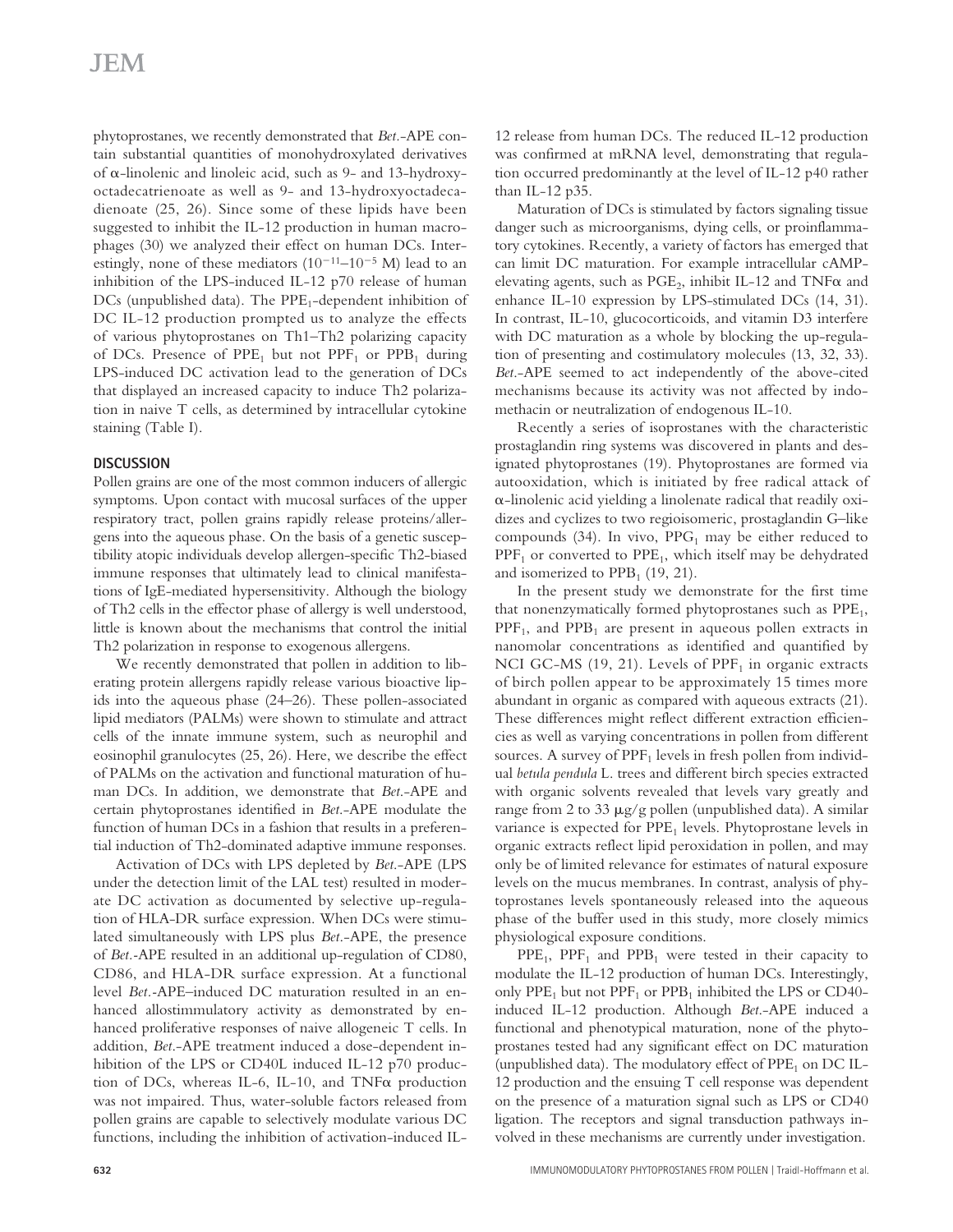phytoprostanes, we recently demonstrated that *Bet.*-APE contain substantial quantities of monohydroxylated derivatives of α-linolenic and linoleic acid, such as 9- and 13-hydroxyoctadecatrienoate as well as 9- and 13-hydroxyoctadecadienoate (25, 26). Since some of these lipids have been suggested to inhibit the IL-12 production in human macrophages (30) we analyzed their effect on human DCs. Interestingly, none of these mediators ($10^{-11}$–$10^{-5}$ M) lead to an inhibition of the LPS-induced IL-12 p70 release of human DCs (unpublished data). The $PPE_1$-dependent inhibition of DC IL-12 production prompted us to analyze the effects of various phytoprostanes on Th1–Th2 polarizing capacity of DCs. Presence of $PPE_1$ but not $PPF_1$ or $PPB_1$ during LPS-induced DC activation lead to the generation of DCs that displayed an increased capacity to induce Th2 polarization in naive T cells, as determined by intracellular cytokine staining (Table I).

## DISCUSSION

Pollen grains are one of the most common inducers of allergic symptoms. Upon contact with mucosal surfaces of the upper respiratory tract, pollen grains rapidly release proteins/allergens into the aqueous phase. On the basis of a genetic susceptibility atopic individuals develop allergen-specific Th2-biased immune responses that ultimately lead to clinical manifestations of IgE-mediated hypersensitivity. Although the biology of Th2 cells in the effector phase of allergy is well understood, little is known about the mechanisms that control the initial Th2 polarization in response to exogenous allergens.

We recently demonstrated that pollen in addition to liberating protein allergens rapidly release various bioactive lipids into the aqueous phase (24–26). These pollen-associated lipid mediators (PALMs) were shown to stimulate and attract cells of the innate immune system, such as neurophil and eosinophil granulocytes (25, 26). Here, we describe the effect of PALMs on the activation and functional maturation of human DCs. In addition, we demonstrate that *Bet.*-APE and certain phytoprostanes identified in *Bet.*-APE modulate the function of human DCs in a fashion that results in a preferential induction of Th2-dominated adaptive immune responses.

Activation of DCs with LPS depleted by *Bet.*-APE (LPS under the detection limit of the LAL test) resulted in moderate DC activation as documented by selective up-regulation of HLA-DR surface expression. When DCs were stimulated simultaneously with LPS plus *Bet.*-APE, the presence of *Bet.*-APE resulted in an additional up-regulation of CD80, CD86, and HLA-DR surface expression. At a functional level *Bet.*-APE–induced DC maturation resulted in an enhanced allostimmulatory activity as demonstrated by enhanced proliferative responses of naive allogeneic T cells. In addition, *Bet.*-APE treatment induced a dose-dependent inhibition of the LPS or CD40L induced IL-12 p70 production of DCs, whereas IL-6, IL-10, and TNFα production was not impaired. Thus, water-soluble factors released from pollen grains are capable to selectively modulate various DC functions, including the inhibition of activation-induced IL-12 release from human DCs. The reduced IL-12 production was confirmed at mRNA level, demonstrating that regulation occurred predominantly at the level of IL-12 p40 rather than IL-12 p35.

Maturation of DCs is stimulated by factors signaling tissue danger such as microorganisms, dying cells, or proinflammatory cytokines. Recently, a variety of factors has emerged that can limit DC maturation. For example intracellular cAMP-elevating agents, such as $PGE_2$, inhibit IL-12 and TNFα and enhance IL-10 expression by LPS-stimulated DCs (14, 31). In contrast, IL-10, glucocorticoids, and vitamin D3 interfere with DC maturation as a whole by blocking the up-regulation of presenting and costimulatory molecules (13, 32, 33). *Bet.*-APE seemed to act independently of the above-cited mechanisms because its activity was not affected by indomethacin or neutralization of endogenous IL-10.

Recently a series of isoprostanes with the characteristic prostaglandin ring systems was discovered in plants and designated phytoprostanes (19). Phytoprostanes are formed via autooxidation, which is initiated by free radical attack of α-linolenic acid yielding a linolenate radical that readily oxidizes and cyclizes to two regioisomeric, prostaglandin G–like compounds (34). In vivo, $PPG_1$ may be either reduced to $PPF_1$ or converted to $PPE_1$, which itself may be dehydrated and isomerized to $PPB_1$ (19, 21).

In the present study we demonstrate for the first time that nonenzymatically formed phytoprostanes such as $PPE_1$, $PPF_1$, and $PPB_1$ are present in aqueous pollen extracts in nanomolar concentrations as identified and quantified by NCI GC-MS (19, 21). Levels of $PPF_1$ in organic extracts of birch pollen appear to be approximately 15 times more abundant in organic as compared with aqueous extracts (21). These differences might reflect different extraction efficiencies as well as varying concentrations in pollen from different sources. A survey of $PPF_1$ levels in fresh pollen from individual *betula pendula* L. trees and different birch species extracted with organic solvents revealed that levels vary greatly and range from 2 to 33 μg/g pollen (unpublished data). A similar variance is expected for $PPE_1$ levels. Phytoprostane levels in organic extracts reflect lipid peroxidation in pollen, and may only be of limited relevance for estimates of natural exposure levels on the mucus membranes. In contrast, analysis of phytoprostanes levels spontaneously released into the aqueous phase of the buffer used in this study, more closely mimics physiological exposure conditions.

$PPE_1$, $PPF_1$ and $PPB_1$ were tested in their capacity to modulate the IL-12 production of human DCs. Interestingly, only $PPE_1$ but not $PPF_1$ or $PPB_1$ inhibited the LPS or CD40-induced IL-12 production. Although *Bet.*-APE induced a functional and phenotypical maturation, none of the phytoprostanes tested had any significant effect on DC maturation (unpublished data). The modulatory effect of $PPE_1$ on DC IL-12 production and the ensuing T cell response was dependent on the presence of a maturation signal such as LPS or CD40 ligation. The receptors and signal transduction pathways involved in these mechanisms are currently under investigation.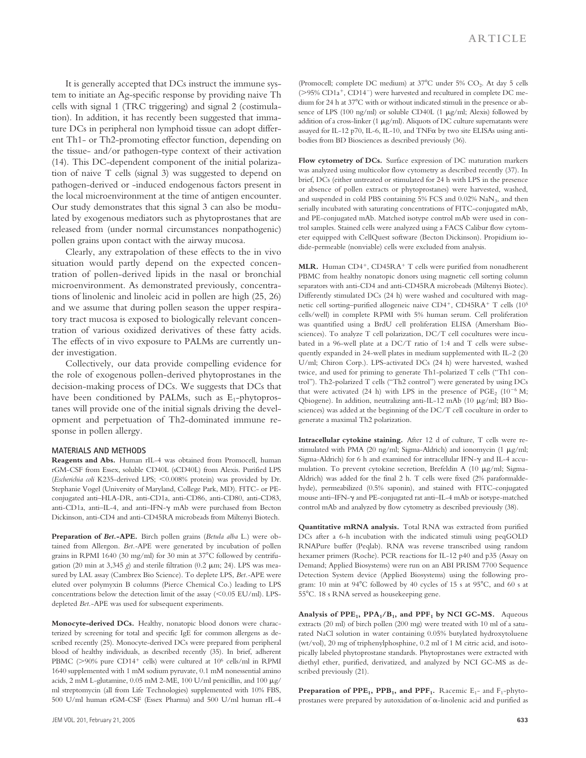It is generally accepted that DCs instruct the immune system to initiate an Ag-specific response by providing naive Th cells with signal 1 (TRC triggering) and signal 2 (costimulation). In addition, it has recently been suggested that immature DCs in peripheral non lymphoid tissue can adopt different Th1- or Th2-promoting effector function, depending on the tissue- and/or pathogen-type context of their activation (14). This DC-dependent component of the initial polarization of naive T cells (signal 3) was suggested to depend on pathogen-derived or -induced endogenous factors present in the local microenvironment at the time of antigen encounter. Our study demonstrates that this signal 3 can also be modulated by exogenous mediators such as phytoprostanes that are released from (under normal circumstances nonpathogenic) pollen grains upon contact with the airway mucosa.

Clearly, any extrapolation of these effects to the in vivo situation would partly depend on the expected concentration of pollen-derived lipids in the nasal or bronchial microenvironment. As demonstrated previously, concentrations of linolenic and linoleic acid in pollen are high (25, 26) and we assume that during pollen season the upper respiratory tract mucosa is exposed to biologically relevant concentration of various oxidized derivatives of these fatty acids. The effects of in vivo exposure to PALMs are currently under investigation.

Collectively, our data provide compelling evidence for the role of exogenous pollen-derived phytoprostanes in the decision-making process of DCs. We suggests that DCs that have been conditioned by PALMs, such as $E_1$-phytoprostanes will provide one of the initial signals driving the development and perpetuation of Th2-dominated immune response in pollen allergy.

## MATERIALS AND METHODS

**Reagents and Abs.** Human rIL-4 was obtained from Promocell, human rGM-CSF from Essex, soluble CD40L (sCD40L) from Alexis. Purified LPS (*Escherichia coli* K235-derived LPS; <0.008% protein) was provided by Dr. Stephanie Vogel (University of Maryland, College Park, MD). FITC- or PE-conjugated anti–HLA-DR, anti-CD1a, anti-CD86, anti-CD80, anti-CD83, anti-CD1a, anti–IL-4, and anti–IFN-γ mAb were purchased from Becton Dickinson, anti-CD4 and anti-CD45RA microbeads from Miltenyi Biotech.

**Preparation of *Bet.*-APE.** Birch pollen grains (*Betula alba* L.) were obtained from Allergon. *Bet.*-APE were generated by incubation of pollen grains in RPMI 1640 (30 mg/ml) for 30 min at 37°C followed by centrifugation (20 min at 3,345 *g*) and sterile filtration (0.2 μm; 24). LPS was measured by LAL assay (Cambrex Bio Science). To deplete LPS, *Bet.*-APE were eluted over polymyxin B columns (Pierce Chemical Co.) leading to LPS concentrations below the detection limit of the assay (<0.05 EU/ml). LPS-depleted *Bet.*-APE was used for subsequent experiments.

**Monocyte-derived DCs.** Healthy, nonatopic blood donors were characterized by screening for total and specific IgE for common allergens as described recently (25). Monocyte-derived DCs were prepared from peripheral blood of healthy individuals, as described recently (35). In brief, adherent PBMC (>90% pure $CD14^+$ cells) were cultured at $10^6$ cells/ml in RPMI 1640 supplemented with 1 mM sodium pyruvate, 0.1 mM nonessential amino acids, 2 mM L-glutamine, 0.05 mM 2-ME, 100 U/ml penicillin, and 100 μg/ml streptomycin (all from Life Technologies) supplemented with 10% FBS, 500 U/ml human rGM-CSF (Essex Pharma) and 500 U/ml human rIL-4 (Promocell; complete DC medium) at 37°C under 5% $CO_2$. At day 5 cells (>95% $CD1a^+$, $CD14^-$) were harvested and recultured in complete DC medium for 24 h at 37°C with or without indicated stimuli in the presence or absence of LPS (100 ng/ml) or soluble CD40L (1 μg/ml; Alexis) followed by addition of a cross-linker (1 μg/ml). Aliquots of DC culture supernatants were assayed for IL-12 p70, IL-6, IL-10, and TNFα by two site ELISAs using antibodies from BD Biosciences as described previously (36).

**Flow cytometry of DCs.** Surface expression of DC maturation markers was analyzed using multicolor flow cytometry as described recently (37). In brief, DCs (either untreated or stimulated for 24 h with LPS in the presence or absence of pollen extracts or phytoprostanes) were harvested, washed, and suspended in cold PBS containing 5% FCS and 0.02% $NaN_3$, and then serially incubated with saturating concentrations of FITC-conjugated mAb, and PE-conjugated mAb. Matched isotype control mAb were used in control samples. Stained cells were analyzed using a FACS Calibur flow cytometer equipped with CellQuest software (Becton Dickinson). Propidium iodide-permeable (nonviable) cells were excluded from analysis.

**MLR.** Human $CD4^+$, $CD45RA^+$ T cells were purified from nonadherent PBMC from healthy nonatopic donors using magnetic cell sorting column separators with anti-CD4 and anti-CD45RA microbeads (Miltenyi Biotec). Differently stimulated DCs (24 h) were washed and cocultured with magnetic cell sorting–purified allogeneic naive $CD4^+$, $CD45RA^+$ T cells ($10^5$ cells/well) in complete RPMI with 5% human serum. Cell proliferation was quantified using a BrdU cell proliferation ELISA (Amersham Biosciences). To analyze T cell polarization, DC/T cell cocultures were incubated in a 96-well plate at a DC/T ratio of 1:4 and T cells were subsequently expanded in 24-well plates in medium supplemented with IL-2 (20 U/ml; Chiron Corp.). LPS-activated DCs (24 h) were harvested, washed twice, and used for priming to generate Th1-polarized T cells ("Th1 control"). Th2-polarized T cells ("Th2 control") were generated by using DCs that were activated (24 h) with LPS in the presence of $PGE_2$ ($10^{-6}$ M; Qbiogene). In addition, neutralizing anti-IL-12 mAb (10 μg/ml; BD Biosciences) was added at the beginning of the DC/T cell coculture in order to generate a maximal Th2 polarization.

**Intracellular cytokine staining.** After 12 d of culture, T cells were restimulated with PMA (20 ng/ml; Sigma-Aldrich) and ionomycin (1 μg/ml; Sigma-Aldrich) for 6 h and examined for intracellular IFN-γ and IL-4 accumulation. To prevent cytokine secretion, Brefeldin A (10 μg/ml; Sigma-Aldrich) was added for the final 2 h. T cells were fixed (2% paraformaldehyde), permeabilized (0.5% saponin), and stained with FITC-conjugated mouse anti–IFN-γ and PE-conjugated rat anti–IL-4 mAb or isotype-matched control mAb and analyzed by flow cytometry as described previously (38).

**Quantitative mRNA analysis.** Total RNA was extracted from purified DCs after a 6-h incubation with the indicated stimuli using peqGOLD RNAPure buffer (Peqlab). RNA was reverse transcribed using random hexamer primers (Roche). PCR reactions for IL-12 p40 and p35 (Assay on Demand; Applied Biosystems) were run on an ABI PRISM 7700 Sequence Detection System device (Applied Biosystems) using the following program: 10 min at 94°C followed by 40 cycles of 15 s at 95°C, and 60 s at 55°C. 18 s RNA served as housekeeping gene.

**Analysis of $PPE_1$, $PPA_1/B_1$, and $PPF_1$ by NCI GC-MS.** Aqueous extracts (20 ml) of birch pollen (200 mg) were treated with 10 ml of a saturated NaCl solution in water containing 0.05% butylated hydroxytoluene (wt/vol), 20 mg of triphenylphosphine, 0.2 ml of 1 M citric acid, and isotopically labeled phytoprostane standards. Phytoprostanes were extracted with diethyl ether, purified, derivatized, and analyzed by NCI GC-MS as described previously (21).

**Preparation of $PPE_1$, $PPB_1$, and $PPF_1$.** Racemic $E_1$- and $F_1$-phytoprostanes were prepared by autoxidation of α-linolenic acid and purified as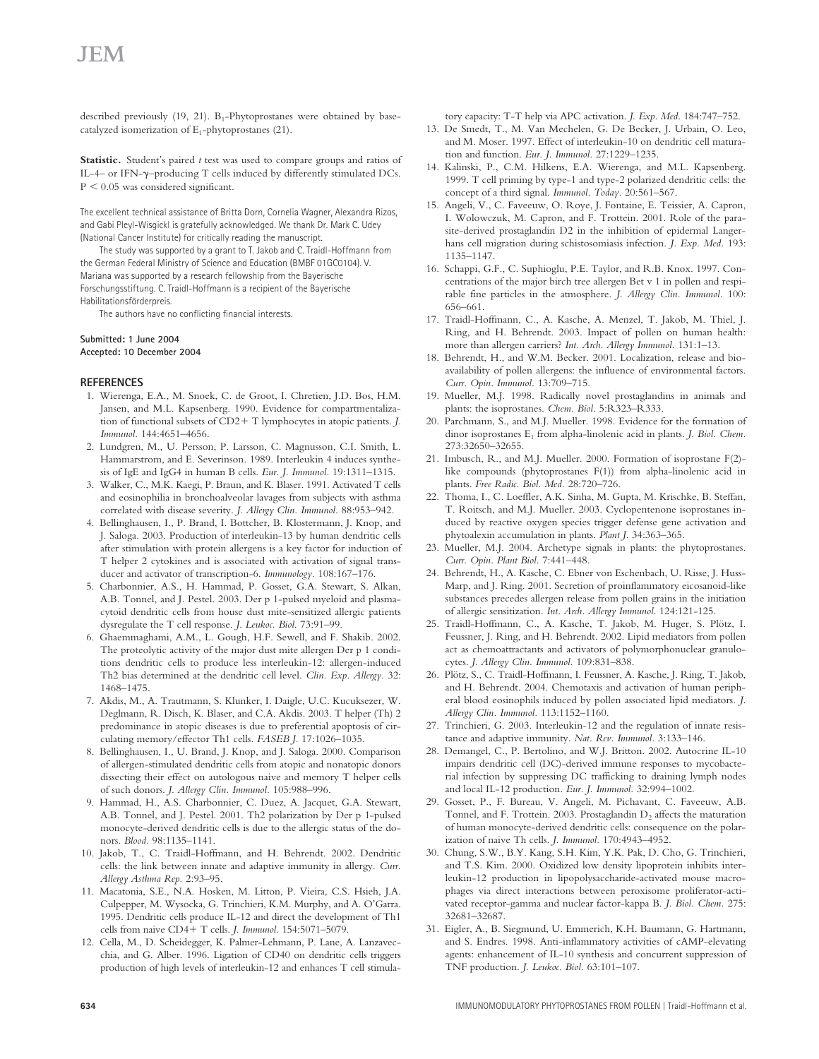described previously (19, 21). $B_1$-Phytoprostanes were obtained by base-catalyzed isomerization of $E_1$-phytoprostanes (21).

**Statistic.** Student's paired *t* test was used to compare groups and ratios of IL-4– or IFN-γ–producing T cells induced by differently stimulated DCs. $P < 0.05$ was considered significant.

The excellent technical assistance of Britta Dorn, Cornelia Wagner, Alexandra Rizos, and Gabi Pleyl-Wisgickl is gratefully acknowledged. We thank Dr. Mark C. Udey (National Cancer Institute) for critically reading the manuscript.

The study was supported by a grant to T. Jakob and C. Traidl-Hoffmann from the German Federal Ministry of Science and Education (BMBF 01GC0104). V. Mariana was supported by a research fellowship from the Bayerische Forschungsstiftung. C. Traidl-Hoffmann is a recipient of the Bayerische Habilitationsförderpreis.

The authors have no conflicting financial interests.

**Submitted: 1 June 2004**
**Accepted: 10 December 2004**

## REFERENCES

1. Wierenga, E.A., M. Snoek, C. de Groot, I. Chretien, J.D. Bos, H.M. Jansen, and M.L. Kapsenberg. 1990. Evidence for compartmentalization of functional subsets of CD2+ T lymphocytes in atopic patients. *J. Immunol.* 144:4651–4656.
2. Lundgren, M., U. Persson, P. Larsson, C. Magnusson, C.I. Smith, L. Hammarstrom, and E. Severinson. 1989. Interleukin 4 induces synthesis of IgE and IgG4 in human B cells. *Eur. J. Immunol.* 19:1311–1315.
3. Walker, C., M.K. Kaegi, P. Braun, and K. Blaser. 1991. Activated T cells and eosinophilia in bronchoalveolar lavages from subjects with asthma correlated with disease severity. *J. Allergy Clin. Immunol.* 88:953–942.
4. Bellinghausen, I., P. Brand, I. Bottcher, B. Klostermann, J. Knop, and J. Saloga. 2003. Production of interleukin-13 by human dendritic cells after stimulation with protein allergens is a key factor for induction of T helper 2 cytokines and is associated with activation of signal transducer and activator of transcription-6. *Immunology.* 108:167–176.
5. Charbonnier, A.S., H. Hammad, P. Gosset, G.A. Stewart, S. Alkan, A.B. Tonnel, and J. Pestel. 2003. Der p 1-pulsed myeloid and plasmacytoid dendritic cells from house dust mite-sensitized allergic patients dysregulate the T cell response. *J. Leukoc. Biol.* 73:91–99.
6. Ghaemmaghami, A.M., L. Gough, H.F. Sewell, and F. Shakib. 2002. The proteolytic activity of the major dust mite allergen Der p 1 conditions dendritic cells to produce less interleukin-12: allergen-induced Th2 bias determined at the dendritic cell level. *Clin. Exp. Allergy.* 32: 1468–1475.
7. Akdis, M., A. Trautmann, S. Klunker, I. Daigle, U.C. Kucuksezer, W. Deglmann, R. Disch, K. Blaser, and C.A. Akdis. 2003. T helper (Th) 2 predominance in atopic diseases is due to preferential apoptosis of circulating memory/effector Th1 cells. *FASEB J.* 17:1026–1035.
8. Bellinghausen, I., U. Brand, J. Knop, and J. Saloga. 2000. Comparison of allergen-stimulated dendritic cells from atopic and nonatopic donors dissecting their effect on autologous naive and memory T helper cells of such donors. *J. Allergy Clin. Immunol.* 105:988–996.
9. Hammad, H., A.S. Charbonnier, C. Duez, A. Jacquet, G.A. Stewart, A.B. Tonnel, and J. Pestel. 2001. Th2 polarization by Der p 1-pulsed monocyte-derived dendritic cells is due to the allergic status of the donors. *Blood.* 98:1135–1141.
10. Jakob, T., C. Traidl-Hoffmann, and H. Behrendt. 2002. Dendritic cells: the link between innate and adaptive immunity in allergy. *Curr. Allergy Asthma Rep.* 2:93–95.
11. Macatonia, S.E., N.A. Hosken, M. Litton, P. Vieira, C.S. Hsieh, J.A. Culpepper, M. Wysocka, G. Trinchieri, K.M. Murphy, and A. O'Garra. 1995. Dendritic cells produce IL-12 and direct the development of Th1 cells from naive CD4+ T cells. *J. Immunol.* 154:5071–5079.
12. Cella, M., D. Scheidegger, K. Palmer-Lehmann, P. Lane, A. Lanzavecchia, and G. Alber. 1996. Ligation of CD40 on dendritic cells triggers production of high levels of interleukin-12 and enhances T cell stimulatory capacity: T-T help via APC activation. *J. Exp. Med.* 184:747–752.
13. De Smedt, T., M. Van Mechelen, G. De Becker, J. Urbain, O. Leo, and M. Moser. 1997. Effect of interleukin-10 on dendritic cell maturation and function. *Eur. J. Immunol.* 27:1229–1235.
14. Kalinski, P., C.M. Hilkens, E.A. Wierenga, and M.L. Kapsenberg. 1999. T cell priming by type-1 and type-2 polarized dendritic cells: the concept of a third signal. *Immunol. Today.* 20:561–567.
15. Angeli, V., C. Faveeuw, O. Roye, J. Fontaine, E. Teissier, A. Capron, I. Wolowczuk, M. Capron, and F. Trottein. 2001. Role of the parasite-derived prostaglandin D2 in the inhibition of epidermal Langerhans cell migration during schistosomiasis infection. *J. Exp. Med.* 193: 1135–1147.
16. Schappi, G.F., C. Suphioglu, P.E. Taylor, and R.B. Knox. 1997. Concentrations of the major birch tree allergen Bet v 1 in pollen and respirable fine particles in the atmosphere. *J. Allergy Clin. Immunol.* 100: 656–661.
17. Traidl-Hoffmann, C., A. Kasche, A. Menzel, T. Jakob, M. Thiel, J. Ring, and H. Behrendt. 2003. Impact of pollen on human health: more than allergen carriers? *Int. Arch. Allergy Immunol.* 131:1–13.
18. Behrendt, H., and W.M. Becker. 2001. Localization, release and bioavailability of pollen allergens: the influence of environmental factors. *Curr. Opin. Immunol.* 13:709–715.
19. Mueller, M.J. 1998. Radically novel prostaglandins in animals and plants: the isoprostanes. *Chem. Biol.* 5:R323–R333.
20. Parchmann, S., and M.J. Mueller. 1998. Evidence for the formation of dinor isoprostanes $E_1$ from alpha-linolenic acid in plants. *J. Biol. Chem.* 273:32650–32655.
21. Imbusch, R., and M.J. Mueller. 2000. Formation of isoprostane F(2)-like compounds (phytoprostanes F(1)) from alpha-linolenic acid in plants. *Free Radic. Biol. Med.* 28:720–726.
22. Thoma, I., C. Loeffler, A.K. Sinha, M. Gupta, M. Krischke, B. Steffan, T. Roitsch, and M.J. Mueller. 2003. Cyclopentenone isoprostanes induced by reactive oxygen species trigger defense gene activation and phytoalexin accumulation in plants. *Plant J.* 34:363–365.
23. Mueller, M.J. 2004. Archetype signals in plants: the phytoprostanes. *Curr. Opin. Plant Biol.* 7:441–448.
24. Behrendt, H., A. Kasche, C. Ebner von Eschenbach, U. Risse, J. Huss-Marp, and J. Ring. 2001. Secretion of proinflammatory eicosanoid-like substances precedes allergen release from pollen grains in the initiation of allergic sensitization. *Int. Arch. Allergy Immunol.* 124:121-125.
25. Traidl-Hoffmann, C., A. Kasche, T. Jakob, M. Huger, S. Plötz, I. Feussner, J. Ring, and H. Behrendt. 2002. Lipid mediators from pollen act as chemoattractants and activators of polymorphonuclear granulocytes. *J. Allergy Clin. Immunol.* 109:831–838.
26. Plötz, S., C. Traidl-Hoffmann, I. Feussner, A. Kasche, J. Ring, T. Jakob, and H. Behrendt. 2004. Chemotaxis and activation of human peripheral blood eosinophils induced by pollen associated lipid mediators. *J. Allergy Clin. Immunol.* 113:1152–1160.
27. Trinchieri, G. 2003. Interleukin-12 and the regulation of innate resistance and adaptive immunity. *Nat. Rev. Immunol.* 3:133–146.
28. Demangel, C., P. Bertolino, and W.J. Britton. 2002. Autocrine IL-10 impairs dendritic cell (DC)-derived immune responses to mycobacterial infection by suppressing DC trafficking to draining lymph nodes and local IL-12 production. *Eur. J. Immunol.* 32:994–1002.
29. Gosset, P., F. Bureau, V. Angeli, M. Pichavant, C. Faveeuw, A.B. Tonnel, and F. Trottein. 2003. Prostaglandin $D_2$ affects the maturation of human monocyte-derived dendritic cells: consequence on the polarization of naive Th cells. *J. Immunol.* 170:4943–4952.
30. Chung, S.W., B.Y. Kang, S.H. Kim, Y.K. Pak, D. Cho, G. Trinchieri, and T.S. Kim. 2000. Oxidized low density lipoprotein inhibits interleukin-12 production in lipopolysaccharide-activated mouse macrophages via direct interactions between peroxisome proliferator-activated receptor-gamma and nuclear factor-kappa B. *J. Biol. Chem.* 275: 32681–32687.
31. Eigler, A., B. Siegmund, U. Emmerich, K.H. Baumann, G. Hartmann, and S. Endres. 1998. Anti-inflammatory activities of cAMP-elevating agents: enhancement of IL-10 synthesis and concurrent suppression of TNF production. *J. Leukoc. Biol.* 63:101–107.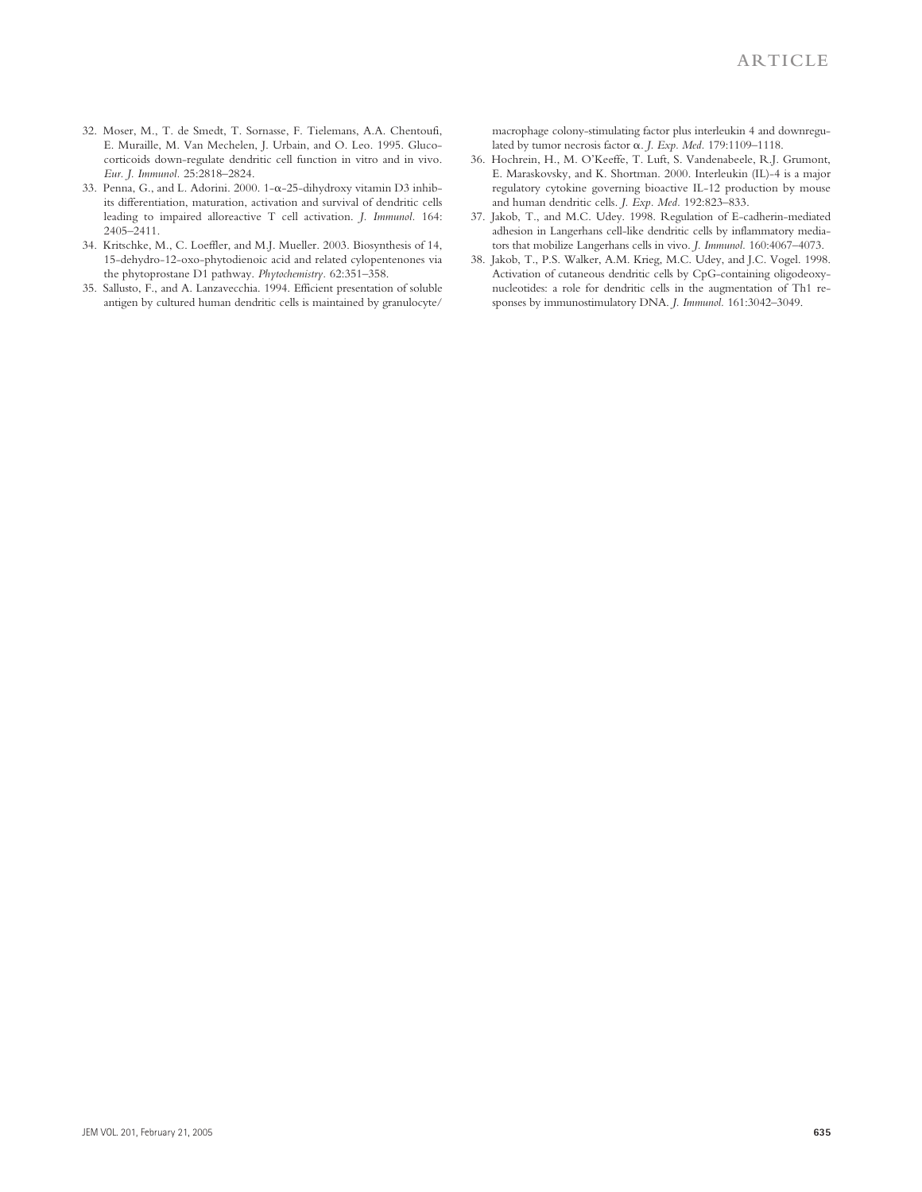32. Moser, M., T. de Smedt, T. Sornasse, F. Tielemans, A.A. Chentoufi, E. Muraille, M. Van Mechelen, J. Urbain, and O. Leo. 1995. Glucocorticoids down-regulate dendritic cell function in vitro and in vivo. *Eur. J. Immunol.* 25:2818–2824.
33. Penna, G., and L. Adorini. 2000. 1-α-25-dihydroxy vitamin D3 inhibits differentiation, maturation, activation and survival of dendritic cells leading to impaired alloreactive T cell activation. *J. Immunol.* 164: 2405–2411.
34. Kritschke, M., C. Loeffler, and M.J. Mueller. 2003. Biosynthesis of 14, 15-dehydro-12-oxo-phytodienoic acid and related cylopentenones via the phytoprostane D1 pathway. *Phytochemistry.* 62:351–358.
35. Sallusto, F., and A. Lanzavecchia. 1994. Efficient presentation of soluble antigen by cultured human dendritic cells is maintained by granulocyte/macrophage colony-stimulating factor plus interleukin 4 and downregulated by tumor necrosis factor α. *J. Exp. Med.* 179:1109–1118.
36. Hochrein, H., M. O'Keeffe, T. Luft, S. Vandenabeele, R.J. Grumont, E. Maraskovsky, and K. Shortman. 2000. Interleukin (IL)-4 is a major regulatory cytokine governing bioactive IL-12 production by mouse and human dendritic cells. *J. Exp. Med.* 192:823–833.
37. Jakob, T., and M.C. Udey. 1998. Regulation of E-cadherin-mediated adhesion in Langerhans cell-like dendritic cells by inflammatory mediators that mobilize Langerhans cells in vivo. *J. Immunol.* 160:4067–4073.
38. Jakob, T., P.S. Walker, A.M. Krieg, M.C. Udey, and J.C. Vogel. 1998. Activation of cutaneous dendritic cells by CpG-containing oligodeoxynucleotides: a role for dendritic cells in the augmentation of Th1 responses by immunostimulatory DNA. *J. Immunol.* 161:3042–3049.